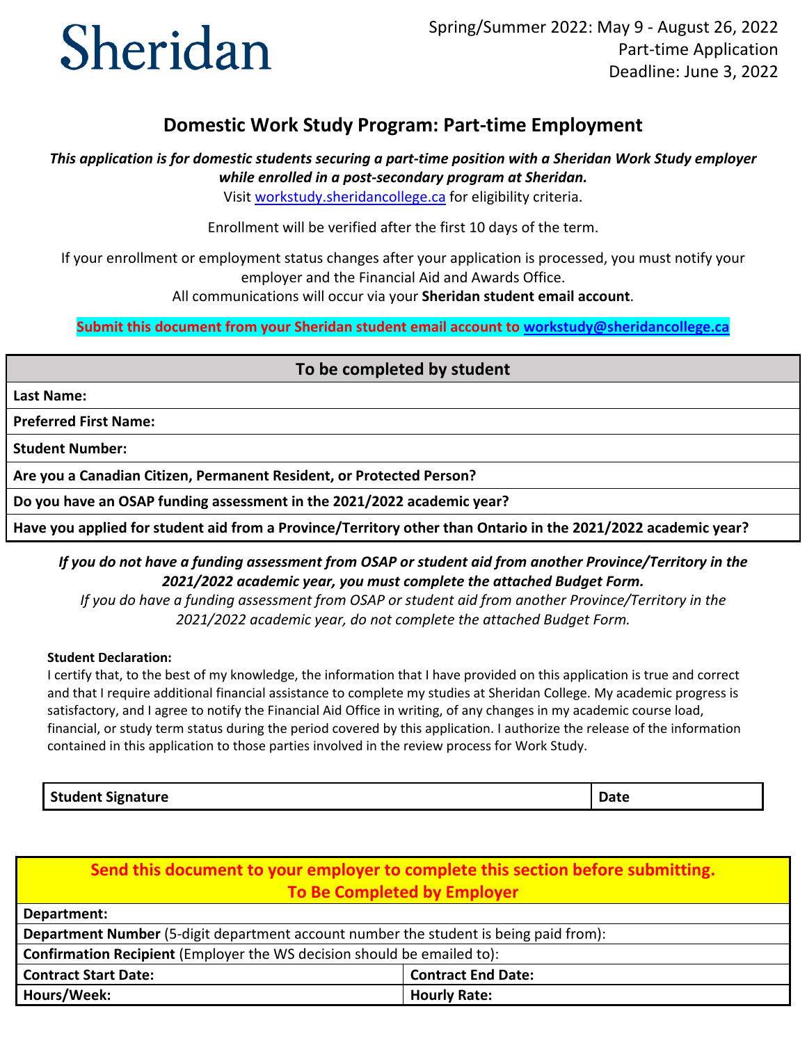Sheridan

Spring/Summer 2022: May 9 - August 26, 2022
Part-time Application
Deadline: June 3, 2022

## Domestic Work Study Program: Part-time Employment

***This application is for domestic students securing a part-time position with a Sheridan Work Study employer while enrolled in a post-secondary program at Sheridan.***

Visit workstudy.sheridancollege.ca for eligibility criteria.

Enrollment will be verified after the first 10 days of the term.

If your enrollment or employment status changes after your application is processed, you must notify your employer and the Financial Aid and Awards Office.

All communications will occur via your **Sheridan student email account**.

**Submit this document from your Sheridan student email account to workstudy@sheridancollege.ca**

| To be completed by student |
|---|
| **Last Name:** |
| **Preferred First Name:** |
| **Student Number:** |
| **Are you a Canadian Citizen, Permanent Resident, or Protected Person?** |
| **Do you have an OSAP funding assessment in the 2021/2022 academic year?** |
| **Have you applied for student aid from a Province/Territory other than Ontario in the 2021/2022 academic year?** |

***If you do not have a funding assessment from OSAP or student aid from another Province/Territory in the 2021/2022 academic year, you must complete the attached Budget Form.***

*If you do have a funding assessment from OSAP or student aid from another Province/Territory in the 2021/2022 academic year, do not complete the attached Budget Form.*

**Student Declaration:**

I certify that, to the best of my knowledge, the information that I have provided on this application is true and correct and that I require additional financial assistance to complete my studies at Sheridan College. My academic progress is satisfactory, and I agree to notify the Financial Aid Office in writing, of any changes in my academic course load, financial, or study term status during the period covered by this application. I authorize the release of the information contained in this application to those parties involved in the review process for Work Study.

| Student Signature | Date |
|---|---|

| Send this document to your employer to complete this section before submitting. To Be Completed by Employer | |
|---|---|
| **Department:** | |
| **Department Number** (5-digit department account number the student is being paid from): | |
| **Confirmation Recipient** (Employer the WS decision should be emailed to): | |
| **Contract Start Date:** | **Contract End Date:** |
| **Hours/Week:** | **Hourly Rate:** |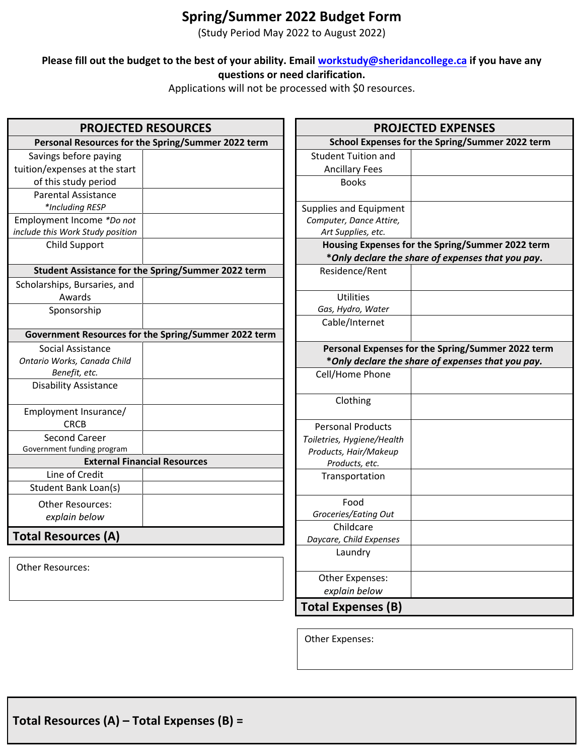# Spring/Summer 2022 Budget Form

(Study Period May 2022 to August 2022)

**Please fill out the budget to the best of your ability. Email [workstudy@sheridancollege.ca](mailto:workstudy@sheridancollege.ca) if you have any questions or need clarification.**

Applications will not be processed with $0 resources.

| **PROJECTED RESOURCES** | |
|---|---|
| **Personal Resources for the Spring/Summer 2022 term** | |
| Savings before paying tuition/expenses at the start of this study period | |
| Parental Assistance *\*Including RESP* | |
| Employment Income *\*Do not include this Work Study position* | |
| Child Support | |
| **Student Assistance for the Spring/Summer 2022 term** | |
| Scholarships, Bursaries, and Awards | |
| Sponsorship | |
| **Government Resources for the Spring/Summer 2022 term** | |
| Social Assistance *Ontario Works, Canada Child Benefit, etc.* | |
| Disability Assistance | |
| Employment Insurance/ CRCB | |
| Second Career Government funding program | |
| **External Financial Resources** | |
| Line of Credit | |
| Student Bank Loan(s) | |
| Other Resources: *explain below* | |
| **Total Resources (A)** | |

Other Resources:

| **PROJECTED EXPENSES** | |
|---|---|
| **School Expenses for the Spring/Summer 2022 term** | |
| Student Tuition and Ancillary Fees | |
| Books | |
| Supplies and Equipment *Computer, Dance Attire, Art Supplies, etc.* | |
| **Housing Expenses for the Spring/Summer 2022 term** ***\*Only declare the share of expenses that you pay.*** | |
| Residence/Rent | |
| Utilities *Gas, Hydro, Water* | |
| Cable/Internet | |
| **Personal Expenses for the Spring/Summer 2022 term** ***\*Only declare the share of expenses that you pay.*** | |
| Cell/Home Phone | |
| Clothing | |
| Personal Products *Toiletries, Hygiene/Health Products, Hair/Makeup Products, etc.* | |
| Transportation | |
| Food *Groceries/Eating Out* | |
| Childcare *Daycare, Child Expenses* | |
| Laundry | |
| Other Expenses: *explain below* | |
| **Total Expenses (B)** | |

Other Expenses:

**Total Resources (A) – Total Expenses (B) =**